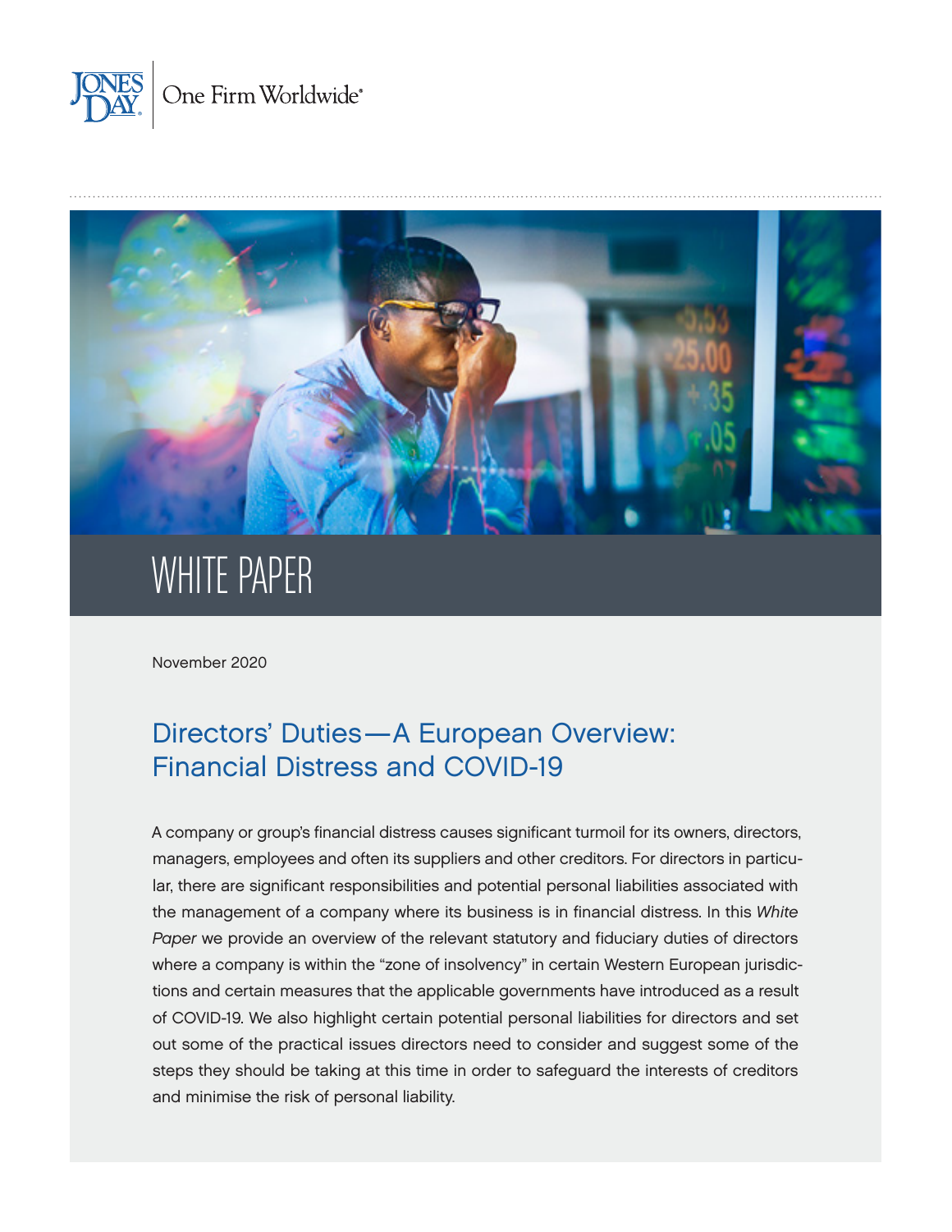JONES DAY | One Firm Worldwide®

WHITE PAPER

November 2020

# Directors' Duties—A European Overview: Financial Distress and COVID-19

A company or group's financial distress causes significant turmoil for its owners, directors, managers, employees and often its suppliers and other creditors. For directors in particular, there are significant responsibilities and potential personal liabilities associated with the management of a company where its business is in financial distress. In this *White Paper* we provide an overview of the relevant statutory and fiduciary duties of directors where a company is within the "zone of insolvency" in certain Western European jurisdictions and certain measures that the applicable governments have introduced as a result of COVID-19. We also highlight certain potential personal liabilities for directors and set out some of the practical issues directors need to consider and suggest some of the steps they should be taking at this time in order to safeguard the interests of creditors and minimise the risk of personal liability.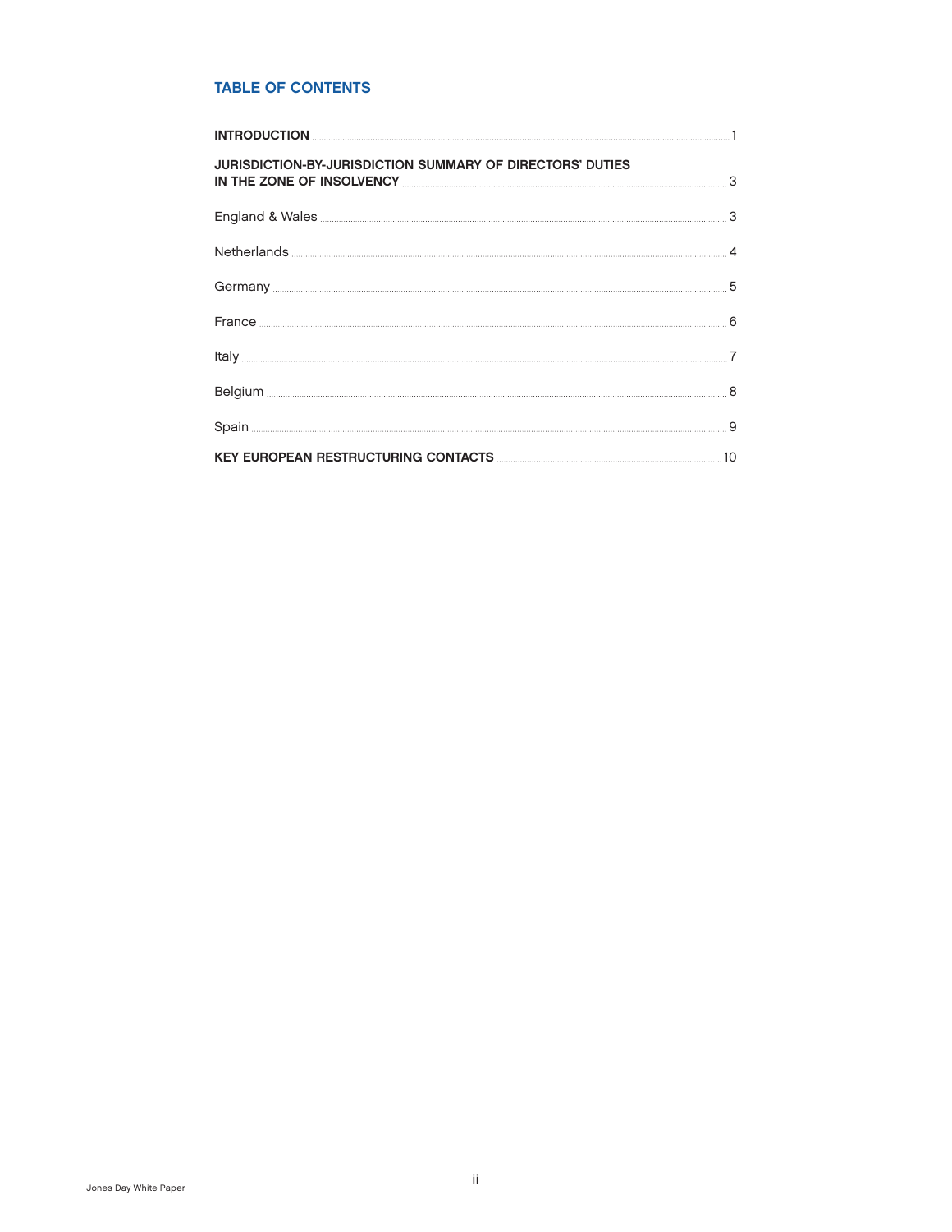## TABLE OF CONTENTS

**INTRODUCTION** ........ 1

**JURISDICTION-BY-JURISDICTION SUMMARY OF DIRECTORS' DUTIES IN THE ZONE OF INSOLVENCY** ........ 3

England & Wales ........ 3

Netherlands ........ 4

Germany ........ 5

France ........ 6

Italy ........ 7

Belgium ........ 8

Spain ........ 9

**KEY EUROPEAN RESTRUCTURING CONTACTS** ........ 10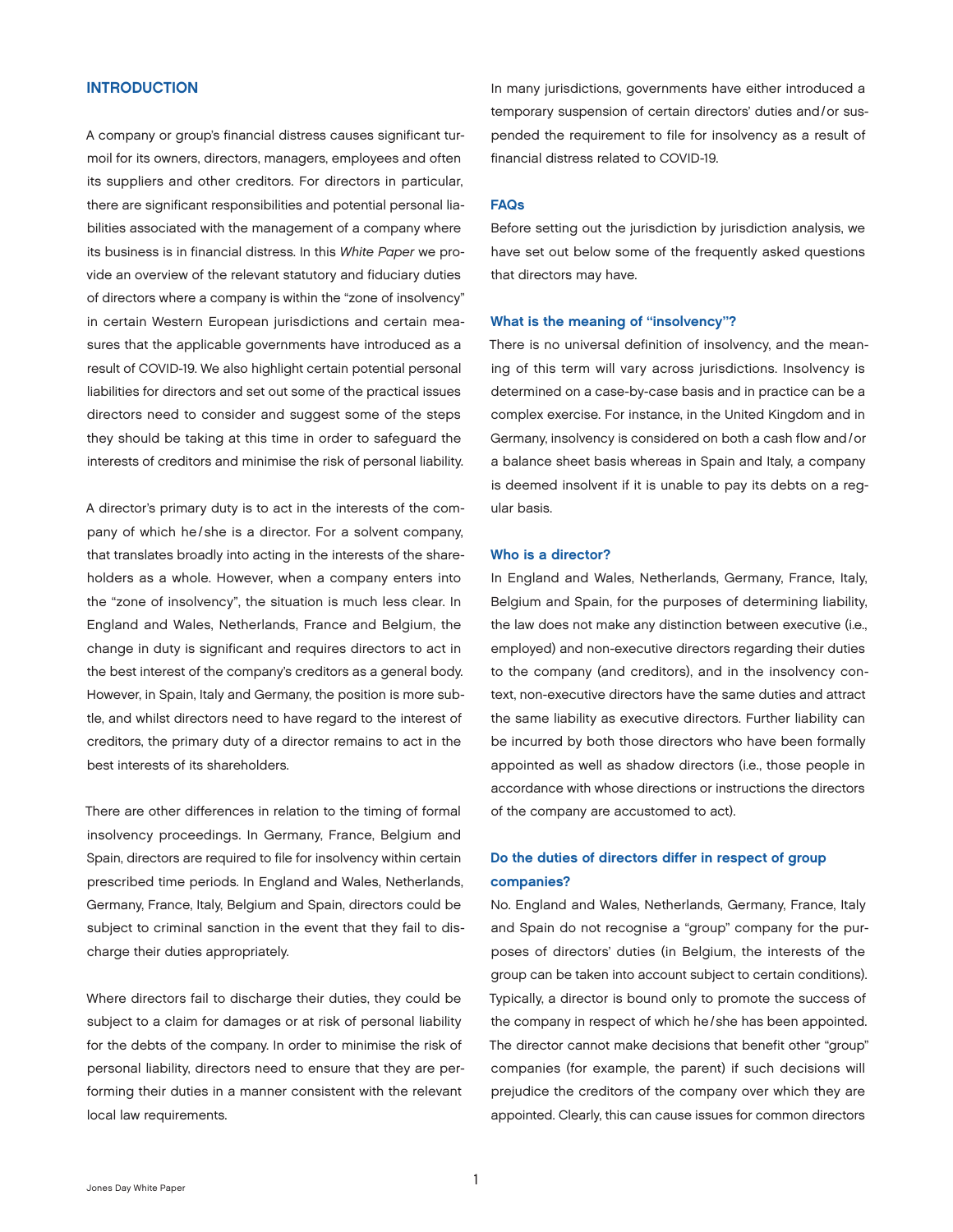## INTRODUCTION

A company or group's financial distress causes significant turmoil for its owners, directors, managers, employees and often its suppliers and other creditors. For directors in particular, there are significant responsibilities and potential personal liabilities associated with the management of a company where its business is in financial distress. In this *White Paper* we provide an overview of the relevant statutory and fiduciary duties of directors where a company is within the "zone of insolvency" in certain Western European jurisdictions and certain measures that the applicable governments have introduced as a result of COVID-19. We also highlight certain potential personal liabilities for directors and set out some of the practical issues directors need to consider and suggest some of the steps they should be taking at this time in order to safeguard the interests of creditors and minimise the risk of personal liability.

A director's primary duty is to act in the interests of the company of which he/she is a director. For a solvent company, that translates broadly into acting in the interests of the shareholders as a whole. However, when a company enters into the "zone of insolvency", the situation is much less clear. In England and Wales, Netherlands, France and Belgium, the change in duty is significant and requires directors to act in the best interest of the company's creditors as a general body. However, in Spain, Italy and Germany, the position is more subtle, and whilst directors need to have regard to the interest of creditors, the primary duty of a director remains to act in the best interests of its shareholders.

There are other differences in relation to the timing of formal insolvency proceedings. In Germany, France, Belgium and Spain, directors are required to file for insolvency within certain prescribed time periods. In England and Wales, Netherlands, Germany, France, Italy, Belgium and Spain, directors could be subject to criminal sanction in the event that they fail to discharge their duties appropriately.

Where directors fail to discharge their duties, they could be subject to a claim for damages or at risk of personal liability for the debts of the company. In order to minimise the risk of personal liability, directors need to ensure that they are performing their duties in a manner consistent with the relevant local law requirements.

In many jurisdictions, governments have either introduced a temporary suspension of certain directors' duties and/or suspended the requirement to file for insolvency as a result of financial distress related to COVID-19.

### FAQs

Before setting out the jurisdiction by jurisdiction analysis, we have set out below some of the frequently asked questions that directors may have.

#### What is the meaning of "insolvency"?

There is no universal definition of insolvency, and the meaning of this term will vary across jurisdictions. Insolvency is determined on a case-by-case basis and in practice can be a complex exercise. For instance, in the United Kingdom and in Germany, insolvency is considered on both a cash flow and/or a balance sheet basis whereas in Spain and Italy, a company is deemed insolvent if it is unable to pay its debts on a regular basis.

#### Who is a director?

In England and Wales, Netherlands, Germany, France, Italy, Belgium and Spain, for the purposes of determining liability, the law does not make any distinction between executive (i.e., employed) and non-executive directors regarding their duties to the company (and creditors), and in the insolvency context, non-executive directors have the same duties and attract the same liability as executive directors. Further liability can be incurred by both those directors who have been formally appointed as well as shadow directors (i.e., those people in accordance with whose directions or instructions the directors of the company are accustomed to act).

#### Do the duties of directors differ in respect of group companies?

No. England and Wales, Netherlands, Germany, France, Italy and Spain do not recognise a "group" company for the purposes of directors' duties (in Belgium, the interests of the group can be taken into account subject to certain conditions). Typically, a director is bound only to promote the success of the company in respect of which he/she has been appointed. The director cannot make decisions that benefit other "group" companies (for example, the parent) if such decisions will prejudice the creditors of the company over which they are appointed. Clearly, this can cause issues for common directors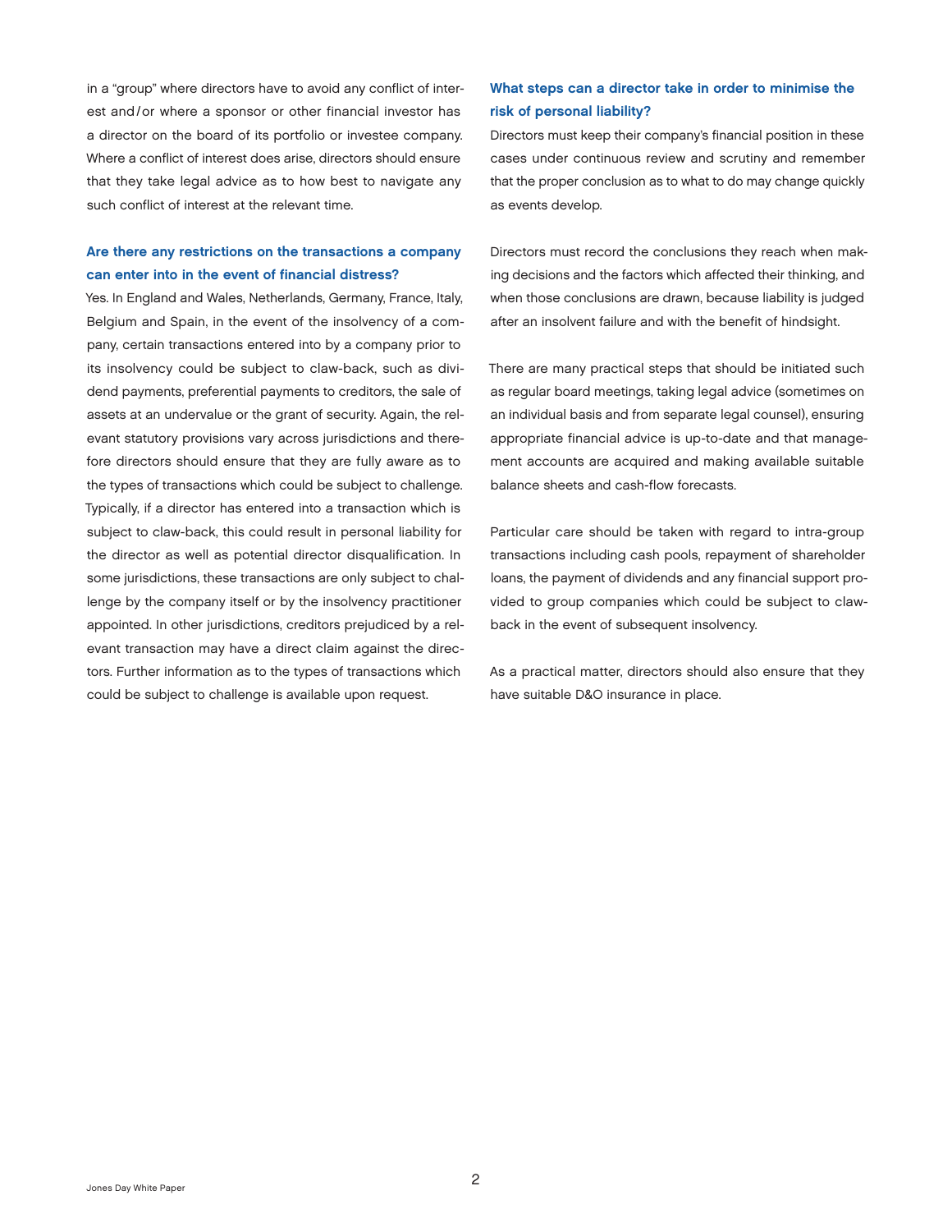in a "group" where directors have to avoid any conflict of interest and/or where a sponsor or other financial investor has a director on the board of its portfolio or investee company. Where a conflict of interest does arise, directors should ensure that they take legal advice as to how best to navigate any such conflict of interest at the relevant time.

### Are there any restrictions on the transactions a company can enter into in the event of financial distress?

Yes. In England and Wales, Netherlands, Germany, France, Italy, Belgium and Spain, in the event of the insolvency of a company, certain transactions entered into by a company prior to its insolvency could be subject to claw-back, such as dividend payments, preferential payments to creditors, the sale of assets at an undervalue or the grant of security. Again, the relevant statutory provisions vary across jurisdictions and therefore directors should ensure that they are fully aware as to the types of transactions which could be subject to challenge. Typically, if a director has entered into a transaction which is subject to claw-back, this could result in personal liability for the director as well as potential director disqualification. In some jurisdictions, these transactions are only subject to challenge by the company itself or by the insolvency practitioner appointed. In other jurisdictions, creditors prejudiced by a relevant transaction may have a direct claim against the directors. Further information as to the types of transactions which could be subject to challenge is available upon request.

### What steps can a director take in order to minimise the risk of personal liability?

Directors must keep their company's financial position in these cases under continuous review and scrutiny and remember that the proper conclusion as to what to do may change quickly as events develop.

Directors must record the conclusions they reach when making decisions and the factors which affected their thinking, and when those conclusions are drawn, because liability is judged after an insolvent failure and with the benefit of hindsight.

There are many practical steps that should be initiated such as regular board meetings, taking legal advice (sometimes on an individual basis and from separate legal counsel), ensuring appropriate financial advice is up-to-date and that management accounts are acquired and making available suitable balance sheets and cash-flow forecasts.

Particular care should be taken with regard to intra-group transactions including cash pools, repayment of shareholder loans, the payment of dividends and any financial support provided to group companies which could be subject to claw-back in the event of subsequent insolvency.

As a practical matter, directors should also ensure that they have suitable D&O insurance in place.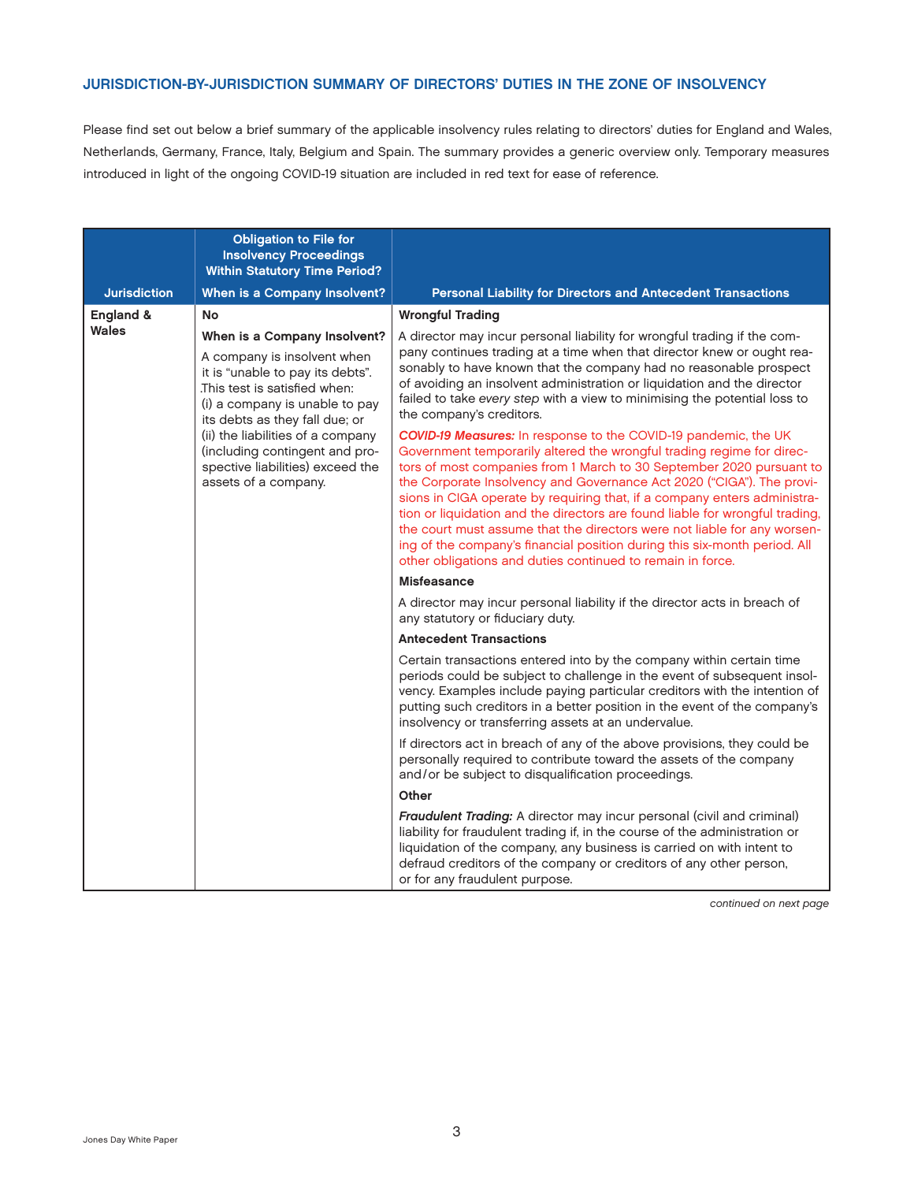## JURISDICTION-BY-JURISDICTION SUMMARY OF DIRECTORS' DUTIES IN THE ZONE OF INSOLVENCY

Please find set out below a brief summary of the applicable insolvency rules relating to directors' duties for England and Wales, Netherlands, Germany, France, Italy, Belgium and Spain. The summary provides a generic overview only. Temporary measures introduced in light of the ongoing COVID-19 situation are included in red text for ease of reference.

| Jurisdiction | Obligation to File for Insolvency Proceedings Within Statutory Time Period? When is a Company Insolvent? | Personal Liability for Directors and Antecedent Transactions |
|---|---|---|
| **England & Wales** | **No**<br><br>**When is a Company Insolvent?**<br><br>A company is insolvent when it is "unable to pay its debts". This test is satisfied when: (i) a company is unable to pay its debts as they fall due; or (ii) the liabilities of a company (including contingent and prospective liabilities) exceed the assets of a company. | **Wrongful Trading**<br><br>A director may incur personal liability for wrongful trading if the company continues trading at a time when that director knew or ought reasonably to have known that the company had no reasonable prospect of avoiding an insolvent administration or liquidation and the director failed to take *every step* with a view to minimising the potential loss to the company's creditors.<br><br>***COVID-19 Measures:*** In response to the COVID-19 pandemic, the UK Government temporarily altered the wrongful trading regime for directors of most companies from 1 March to 30 September 2020 pursuant to the Corporate Insolvency and Governance Act 2020 ("CIGA"). The provisions in CIGA operate by requiring that, if a company enters administration or liquidation and the directors are found liable for wrongful trading, the court must assume that the directors were not liable for any worsening of the company's financial position during this six-month period. All other obligations and duties continued to remain in force.<br><br>**Misfeasance**<br><br>A director may incur personal liability if the director acts in breach of any statutory or fiduciary duty.<br><br>**Antecedent Transactions**<br><br>Certain transactions entered into by the company within certain time periods could be subject to challenge in the event of subsequent insolvency. Examples include paying particular creditors with the intention of putting such creditors in a better position in the event of the company's insolvency or transferring assets at an undervalue.<br><br>If directors act in breach of any of the above provisions, they could be personally required to contribute toward the assets of the company and/or be subject to disqualification proceedings.<br><br>**Other**<br><br>***Fraudulent Trading:*** A director may incur personal (civil and criminal) liability for fraudulent trading if, in the course of the administration or liquidation of the company, any business is carried on with intent to defraud creditors of the company or creditors of any other person, or for any fraudulent purpose. |

*continued on next page*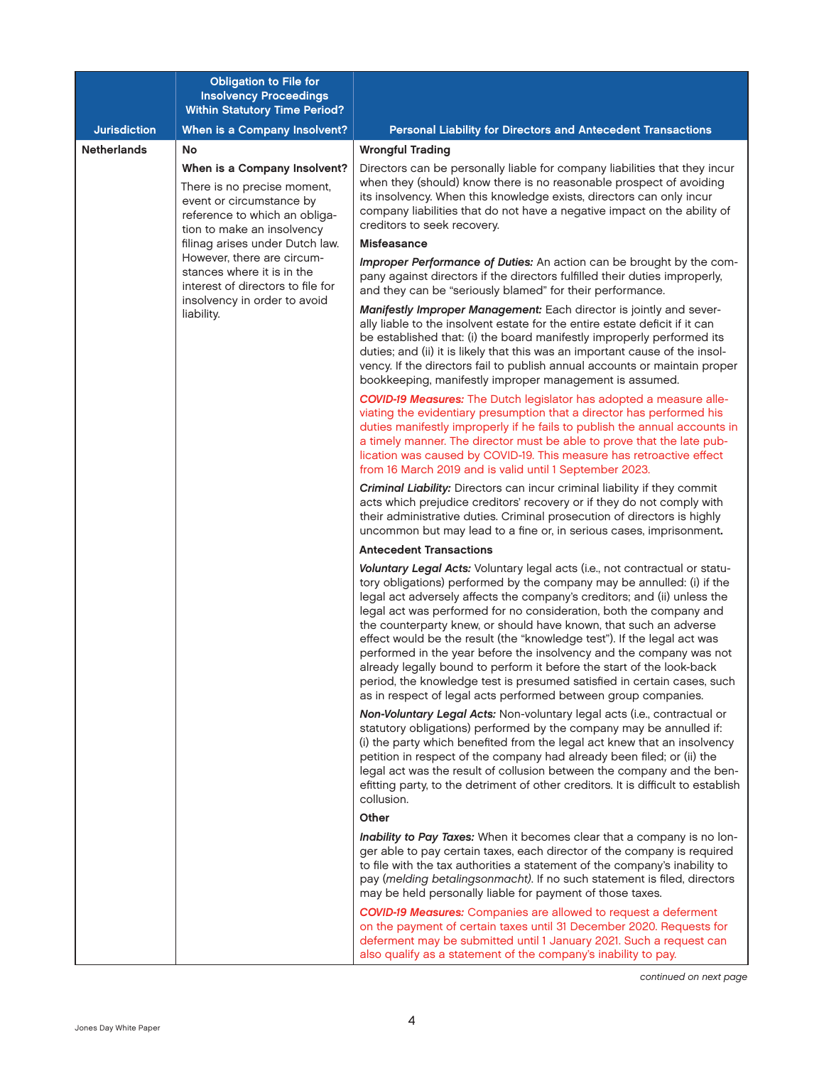| Jurisdiction | Obligation to File for Insolvency Proceedings Within Statutory Time Period? When is a Company Insolvent? | Personal Liability for Directors and Antecedent Transactions |
|---|---|---|
| **Netherlands** | **No**<br><br>**When is a Company Insolvent?**<br><br>There is no precise moment, event or circumstance by reference to which an obligation to make an insolvency filinag arises under Dutch law. However, there are circumstances where it is in the interest of directors to file for insolvency in order to avoid liability. | **Wrongful Trading**<br><br>Directors can be personally liable for company liabilities that they incur when they (should) know there is no reasonable prospect of avoiding its insolvency. When this knowledge exists, directors can only incur company liabilities that do not have a negative impact on the ability of creditors to seek recovery.<br><br>**Misfeasance**<br><br>***Improper Performance of Duties:*** An action can be brought by the company against directors if the directors fulfilled their duties improperly, and they can be "seriously blamed" for their performance.<br><br>***Manifestly Improper Management:*** Each director is jointly and severally liable to the insolvent estate for the entire estate deficit if it can be established that: (i) the board manifestly improperly performed its duties; and (ii) it is likely that this was an important cause of the insolvency. If the directors fail to publish annual accounts or maintain proper bookkeeping, manifestly improper management is assumed.<br><br>***COVID-19 Measures:*** The Dutch legislator has adopted a measure alleviating the evidentiary presumption that a director has performed his duties manifestly improperly if he fails to publish the annual accounts in a timely manner. The director must be able to prove that the late publication was caused by COVID-19. This measure has retroactive effect from 16 March 2019 and is valid until 1 September 2023.<br><br>***Criminal Liability:*** Directors can incur criminal liability if they commit acts which prejudice creditors' recovery or if they do not comply with their administrative duties. Criminal prosecution of directors is highly uncommon but may lead to a fine or, in serious cases, imprisonment.<br><br>**Antecedent Transactions**<br><br>***Voluntary Legal Acts:*** Voluntary legal acts (i.e., not contractual or statutory obligations) performed by the company may be annulled: (i) if the legal act adversely affects the company's creditors; and (ii) unless the legal act was performed for no consideration, both the company and the counterparty knew, or should have known, that such an adverse effect would be the result (the "knowledge test"). If the legal act was performed in the year before the insolvency and the company was not already legally bound to perform it before the start of the look-back period, the knowledge test is presumed satisfied in certain cases, such as in respect of legal acts performed between group companies.<br><br>***Non-Voluntary Legal Acts:*** Non-voluntary legal acts (i.e., contractual or statutory obligations) performed by the company may be annulled if: (i) the party which benefited from the legal act knew that an insolvency petition in respect of the company had already been filed; or (ii) the legal act was the result of collusion between the company and the benefiting party, to the detriment of other creditors. It is difficult to establish collusion.<br><br>**Other**<br><br>***Inability to Pay Taxes:*** When it becomes clear that a company is no longer able to pay certain taxes, each director of the company is required to file with the tax authorities a statement of the company's inability to pay (*melding betalingsonmacht*). If no such statement is filed, directors may be held personally liable for payment of those taxes.<br><br>***COVID-19 Measures:*** Companies are allowed to request a deferment on the payment of certain taxes until 31 December 2020. Requests for deferment may be submitted until 1 January 2021. Such a request can also qualify as a statement of the company's inability to pay. |

*continued on next page*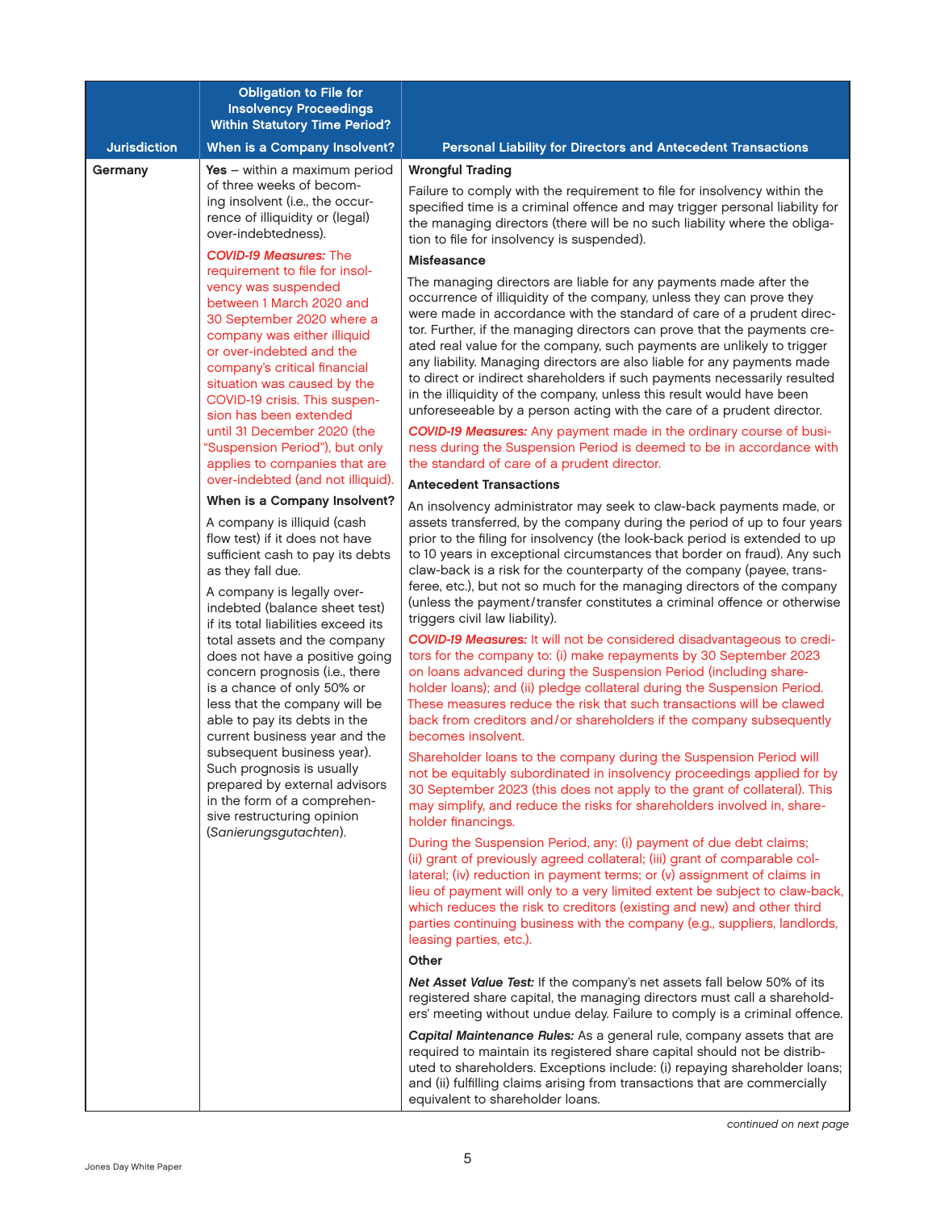| Jurisdiction | Obligation to File for Insolvency Proceedings Within Statutory Time Period? When is a Company Insolvent? | Personal Liability for Directors and Antecedent Transactions |
|---|---|---|
| **Germany** | **Yes** – within a maximum period of three weeks of becoming insolvent (i.e., the occurrence of illiquidity or (legal) over-indebtedness).<br><br>***COVID-19 Measures:*** The requirement to file for insolvency was suspended between 1 March 2020 and 30 September 2020 where a company was either illiquid or over-indebted and the company's critical financial situation was caused by the COVID-19 crisis. This suspension has been extended until 31 December 2020 (the "Suspension Period"), but only applies to companies that are over-indebted (and not illiquid).<br><br>**When is a Company Insolvent?**<br><br>A company is illiquid (cash flow test) if it does not have sufficient cash to pay its debts as they fall due.<br><br>A company is legally over-indebted (balance sheet test) if its total liabilities exceed its total assets and the company does not have a positive going concern prognosis (i.e., there is a chance of only 50% or less that the company will be able to pay its debts in the current business year and the subsequent business year). Such prognosis is usually prepared by external advisors in the form of a comprehensive restructuring opinion (*Sanierungsgutachten*). | **Wrongful Trading**<br><br>Failure to comply with the requirement to file for insolvency within the specified time is a criminal offence and may trigger personal liability for the managing directors (there will be no such liability where the obligation to file for insolvency is suspended).<br><br>**Misfeasance**<br><br>The managing directors are liable for any payments made after the occurrence of illiquidity of the company, unless they can prove they were made in accordance with the standard of care of a prudent director. Further, if the managing directors can prove that the payments created real value for the company, such payments are unlikely to trigger any liability. Managing directors are also liable for any payments made to direct or indirect shareholders if such payments necessarily resulted in the illiquidity of the company, unless this result would have been unforeseeable by a person acting with the care of a prudent director.<br><br>***COVID-19 Measures:*** Any payment made in the ordinary course of business during the Suspension Period is deemed to be in accordance with the standard of care of a prudent director.<br><br>**Antecedent Transactions**<br><br>An insolvency administrator may seek to claw-back payments made, or assets transferred, by the company during the period of up to four years prior to the filing for insolvency (the look-back period is extended to up to 10 years in exceptional circumstances that border on fraud). Any such claw-back is a risk for the counterparty of the company (payee, transferee, etc.), but not so much for the managing directors of the company (unless the payment/transfer constitutes a criminal offence or otherwise triggers civil law liability).<br><br>***COVID-19 Measures:*** It will not be considered disadvantageous to creditors for the company to: (i) make repayments by 30 September 2023 on loans advanced during the Suspension Period (including shareholder loans); and (ii) pledge collateral during the Suspension Period. These measures reduce the risk that such transactions will be clawed back from creditors and/or shareholders if the company subsequently becomes insolvent.<br><br>Shareholder loans to the company during the Suspension Period will not be equitably subordinated in insolvency proceedings applied for by 30 September 2023 (this does not apply to the grant of collateral). This may simplify, and reduce the risks for shareholders involved in, shareholder financings.<br><br>During the Suspension Period, any: (i) payment of due debt claims; (ii) grant of previously agreed collateral; (iii) grant of comparable collateral; (iv) reduction in payment terms; or (v) assignment of claims in lieu of payment will only to a very limited extent be subject to claw-back, which reduces the risk to creditors (existing and new) and other third parties continuing business with the company (e.g., suppliers, landlords, leasing parties, etc.).<br><br>**Other**<br><br>***Net Asset Value Test:*** If the company's net assets fall below 50% of its registered share capital, the managing directors must call a shareholders' meeting without undue delay. Failure to comply is a criminal offence.<br><br>***Capital Maintenance Rules:*** As a general rule, company assets that are required to maintain its registered share capital should not be distributed to shareholders. Exceptions include: (i) repaying shareholder loans; and (ii) fulfilling claims arising from transactions that are commercially equivalent to shareholder loans. |

*continued on next page*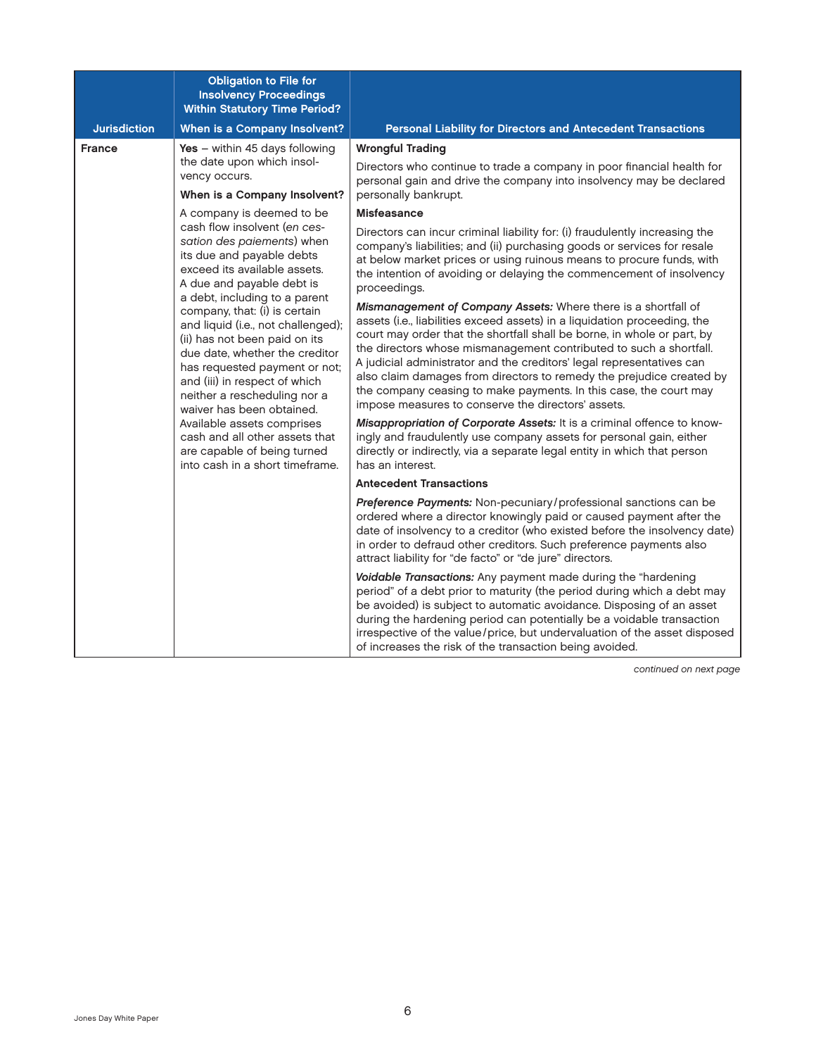| Jurisdiction | Obligation to File for Insolvency Proceedings Within Statutory Time Period? When is a Company Insolvent? | Personal Liability for Directors and Antecedent Transactions |
|---|---|---|
| France | **Yes** – within 45 days following the date upon which insolvency occurs.<br><br>**When is a Company Insolvent?**<br><br>A company is deemed to be cash flow insolvent (*en cessation des paiements*) when its due and payable debts exceed its available assets. A due and payable debt is a debt, including to a parent company, that: (i) is certain and liquid (i.e., not challenged); (ii) has not been paid on its due date, whether the creditor has requested payment or not; and (iii) in respect of which neither a rescheduling nor a waiver has been obtained. Available assets comprises cash and all other assets that are capable of being turned into cash in a short timeframe. | **Wrongful Trading**<br><br>Directors who continue to trade a company in poor financial health for personal gain and drive the company into insolvency may be declared personally bankrupt.<br><br>**Misfeasance**<br><br>Directors can incur criminal liability for: (i) fraudulently increasing the company's liabilities; and (ii) purchasing goods or services for resale at below market prices or using ruinous means to procure funds, with the intention of avoiding or delaying the commencement of insolvency proceedings.<br><br>***Mismanagement of Company Assets:*** Where there is a shortfall of assets (i.e., liabilities exceed assets) in a liquidation proceeding, the court may order that the shortfall shall be borne, in whole or part, by the directors whose mismanagement contributed to such a shortfall. A judicial administrator and the creditors' legal representatives can also claim damages from directors to remedy the prejudice created by the company ceasing to make payments. In this case, the court may impose measures to conserve the directors' assets.<br><br>***Misappropriation of Corporate Assets:*** It is a criminal offence to knowingly and fraudulently use company assets for personal gain, either directly or indirectly, via a separate legal entity in which that person has an interest.<br><br>**Antecedent Transactions**<br><br>***Preference Payments:*** Non-pecuniary/professional sanctions can be ordered where a director knowingly paid or caused payment after the date of insolvency to a creditor (who existed before the insolvency date) in order to defraud other creditors. Such preference payments also attract liability for "de facto" or "de jure" directors.<br><br>***Voidable Transactions:*** Any payment made during the "hardening period" of a debt prior to maturity (the period during which a debt may be avoided) is subject to automatic avoidance. Disposing of an asset during the hardening period can potentially be a voidable transaction irrespective of the value/price, but undervaluation of the asset disposed of increases the risk of the transaction being avoided. |

*continued on next page*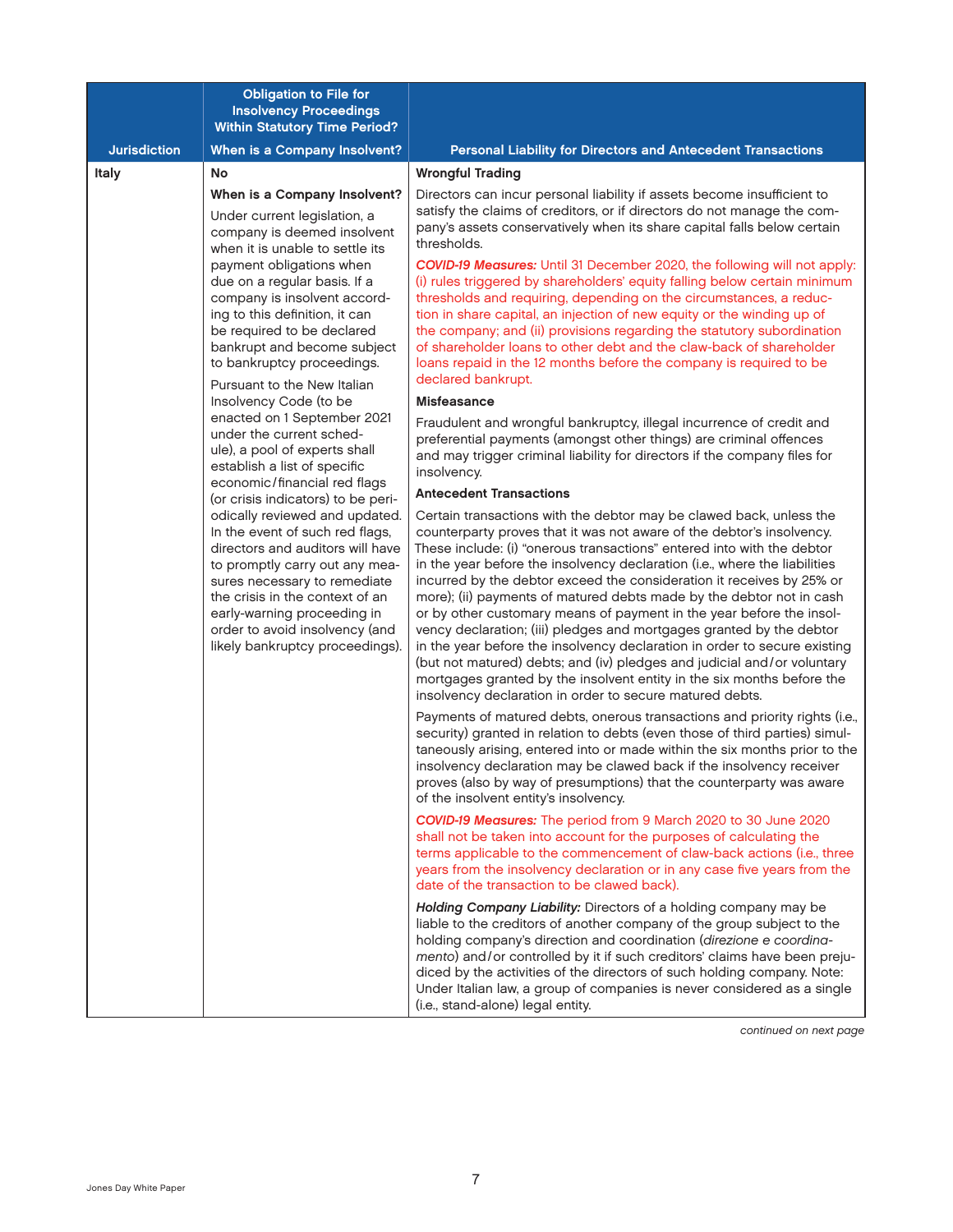| Jurisdiction | Obligation to File for Insolvency Proceedings Within Statutory Time Period? When is a Company Insolvent? | Personal Liability for Directors and Antecedent Transactions |
|---|---|---|
| **Italy** | **No**<br><br>**When is a Company Insolvent?**<br><br>Under current legislation, a company is deemed insolvent when it is unable to settle its payment obligations when due on a regular basis. If a company is insolvent according to this definition, it can be required to be declared bankrupt and become subject to bankruptcy proceedings.<br><br>Pursuant to the New Italian Insolvency Code (to be enacted on 1 September 2021 under the current schedule), a pool of experts shall establish a list of specific economic/financial red flags (or crisis indicators) to be periodically reviewed and updated. In the event of such red flags, directors and auditors will have to promptly carry out any measures necessary to remediate the crisis in the context of an early-warning proceeding in order to avoid insolvency (and likely bankruptcy proceedings). | **Wrongful Trading**<br><br>Directors can incur personal liability if assets become insufficient to satisfy the claims of creditors, or if directors do not manage the company's assets conservatively when its share capital falls below certain thresholds.<br><br>***COVID-19 Measures:*** Until 31 December 2020, the following will not apply: (i) rules triggered by shareholders' equity falling below certain minimum thresholds and requiring, depending on the circumstances, a reduction in share capital, an injection of new equity or the winding up of the company; and (ii) provisions regarding the statutory subordination of shareholder loans to other debt and the claw-back of shareholder loans repaid in the 12 months before the company is required to be declared bankrupt.<br><br>**Misfeasance**<br><br>Fraudulent and wrongful bankruptcy, illegal incurrence of credit and preferential payments (amongst other things) are criminal offences and may trigger criminal liability for directors if the company files for insolvency.<br><br>**Antecedent Transactions**<br><br>Certain transactions with the debtor may be clawed back, unless the counterparty proves that it was not aware of the debtor's insolvency. These include: (i) "onerous transactions" entered into with the debtor in the year before the insolvency declaration (i.e., where the liabilities incurred by the debtor exceed the consideration it receives by 25% or more); (ii) payments of matured debts made by the debtor not in cash or by other customary means of payment in the year before the insolvency declaration; (iii) pledges and mortgages granted by the debtor in the year before the insolvency declaration in order to secure existing (but not matured) debts; and (iv) pledges and judicial and/or voluntary mortgages granted by the insolvent entity in the six months before the insolvency declaration in order to secure matured debts.<br><br>Payments of matured debts, onerous transactions and priority rights (i.e., security) granted in relation to debts (even those of third parties) simultaneously arising, entered into or made within the six months prior to the insolvency declaration may be clawed back if the insolvency receiver proves (also by way of presumptions) that the counterparty was aware of the insolvent entity's insolvency.<br><br>***COVID-19 Measures:*** The period from 9 March 2020 to 30 June 2020 shall not be taken into account for the purposes of calculating the terms applicable to the commencement of claw-back actions (i.e., three years from the insolvency declaration or in any case five years from the date of the transaction to be clawed back).<br><br>***Holding Company Liability:*** Directors of a holding company may be liable to the creditors of another company of the group subject to the holding company's direction and coordination (*direzione e coordinamento*) and/or controlled by it if such creditors' claims have been prejudiced by the activities of the directors of such holding company. Note: Under Italian law, a group of companies is never considered as a single (i.e., stand-alone) legal entity. |

*continued on next page*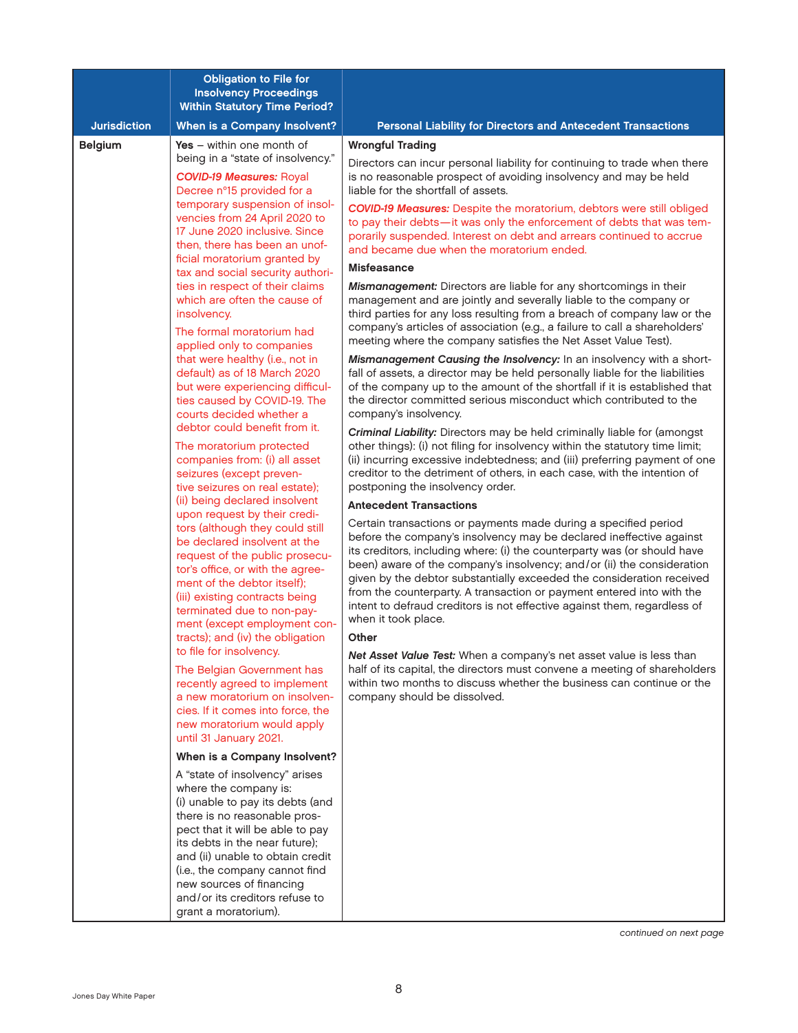| Jurisdiction | Obligation to File for Insolvency Proceedings Within Statutory Time Period? When is a Company Insolvent? | Personal Liability for Directors and Antecedent Transactions |
|---|---|---|
| **Belgium** | **Yes** – within one month of being in a "state of insolvency."<br><br>***COVID-19 Measures:*** Royal Decree n°15 provided for a temporary suspension of insolvencies from 24 April 2020 to 17 June 2020 inclusive. Since then, there has been an unofficial moratorium granted by tax and social security authorities in respect of their claims which are often the cause of insolvency.<br><br>The formal moratorium had applied only to companies that were healthy (i.e., not in default) as of 18 March 2020 but were experiencing difficulties caused by COVID-19. The courts decided whether a debtor could benefit from it.<br><br>The moratorium protected companies from: (i) all asset seizures (except preventive seizures on real estate); (ii) being declared insolvent upon request by their creditors (although they could still be declared insolvent at the request of the public prosecutor's office, or with the agreement of the debtor itself); (iii) existing contracts being terminated due to non-payment (except employment contracts); and (iv) the obligation to file for insolvency.<br><br>The Belgian Government has recently agreed to implement a new moratorium on insolvencies. If it comes into force, the new moratorium would apply until 31 January 2021.<br><br>**When is a Company Insolvent?**<br><br>A "state of insolvency" arises where the company is: (i) unable to pay its debts (and there is no reasonable prospect that it will be able to pay its debts in the near future); and (ii) unable to obtain credit (i.e., the company cannot find new sources of financing and/or its creditors refuse to grant a moratorium). | **Wrongful Trading**<br><br>Directors can incur personal liability for continuing to trade when there is no reasonable prospect of avoiding insolvency and may be held liable for the shortfall of assets.<br><br>***COVID-19 Measures:*** Despite the moratorium, debtors were still obliged to pay their debts—it was only the enforcement of debts that was temporarily suspended. Interest on debt and arrears continued to accrue and became due when the moratorium ended.<br><br>**Misfeasance**<br><br>***Mismanagement:*** Directors are liable for any shortcomings in their management and are jointly and severally liable to the company or third parties for any loss resulting from a breach of company law or the company's articles of association (e.g., a failure to call a shareholders' meeting where the company satisfies the Net Asset Value Test).<br><br>***Mismanagement Causing the Insolvency:*** In an insolvency with a shortfall of assets, a director may be held personally liable for the liabilities of the company up to the amount of the shortfall if it is established that the director committed serious misconduct which contributed to the company's insolvency.<br><br>***Criminal Liability:*** Directors may be held criminally liable for (amongst other things): (i) not filing for insolvency within the statutory time limit; (ii) incurring excessive indebtedness; and (iii) preferring payment of one creditor to the detriment of others, in each case, with the intention of postponing the insolvency order.<br><br>**Antecedent Transactions**<br><br>Certain transactions or payments made during a specified period before the company's insolvency may be declared ineffective against its creditors, including where: (i) the counterparty was (or should have been) aware of the company's insolvency; and/or (ii) the consideration given by the debtor substantially exceeded the consideration received from the counterparty. A transaction or payment entered into with the intent to defraud creditors is not effective against them, regardless of when it took place.<br><br>**Other**<br><br>***Net Asset Value Test:*** When a company's net asset value is less than half of its capital, the directors must convene a meeting of shareholders within two months to discuss whether the business can continue or the company should be dissolved. |

*continued on next page*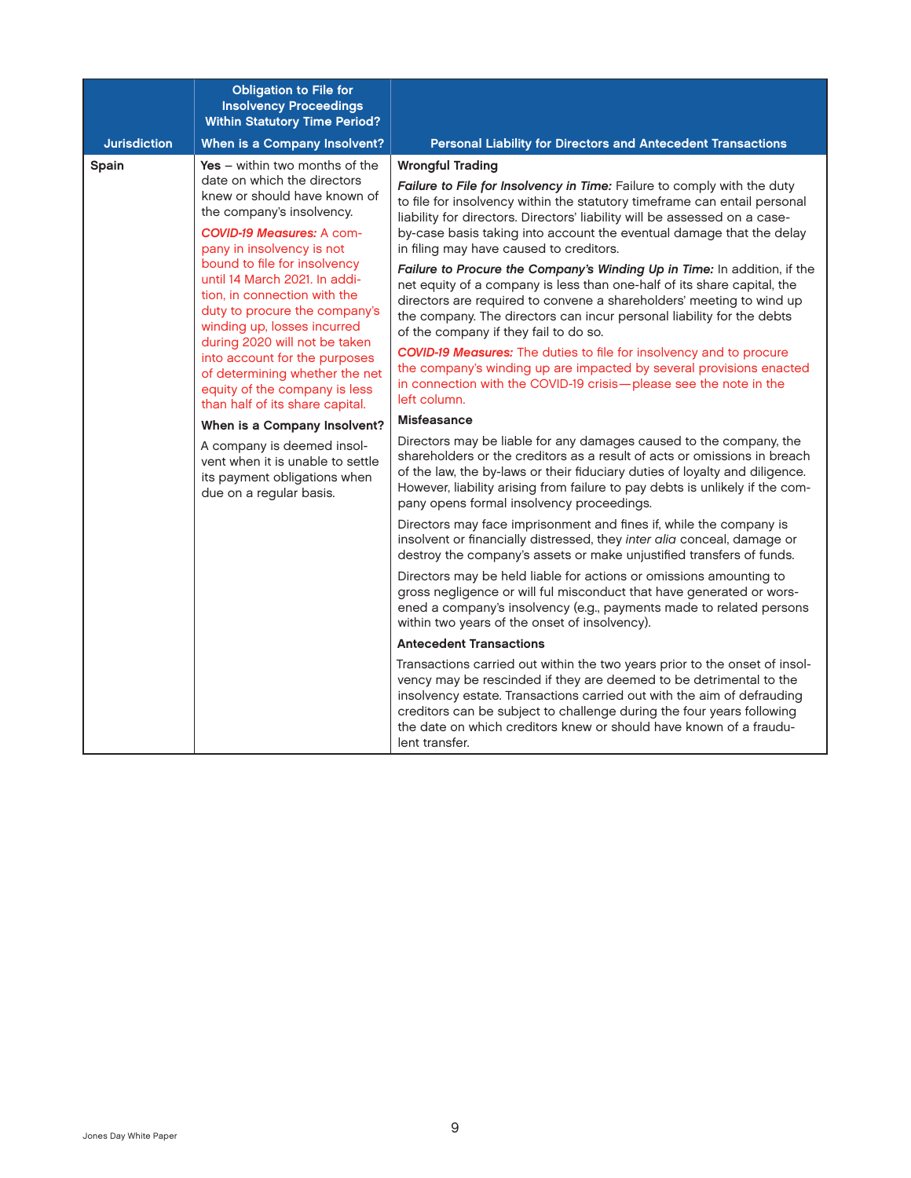| Jurisdiction | Obligation to File for Insolvency Proceedings Within Statutory Time Period? When is a Company Insolvent? | Personal Liability for Directors and Antecedent Transactions |
|---|---|---|
| **Spain** | **Yes** – within two months of the date on which the directors knew or should have known of the company's insolvency.<br><br>***COVID-19 Measures:*** A company in insolvency is not bound to file for insolvency until 14 March 2021. In addition, in connection with the duty to procure the company's winding up, losses incurred during 2020 will not be taken into account for the purposes of determining whether the net equity of the company is less than half of its share capital.<br><br>**When is a Company Insolvent?**<br><br>A company is deemed insolvent when it is unable to settle its payment obligations when due on a regular basis. | **Wrongful Trading**<br><br>***Failure to File for Insolvency in Time:*** Failure to comply with the duty to file for insolvency within the statutory timeframe can entail personal liability for directors. Directors' liability will be assessed on a case-by-case basis taking into account the eventual damage that the delay in filing may have caused to creditors.<br><br>***Failure to Procure the Company's Winding Up in Time:*** In addition, if the net equity of a company is less than one-half of its share capital, the directors are required to convene a shareholders' meeting to wind up the company. The directors can incur personal liability for the debts of the company if they fail to do so.<br><br>***COVID-19 Measures:*** The duties to file for insolvency and to procure the company's winding up are impacted by several provisions enacted in connection with the COVID-19 crisis—please see the note in the left column.<br><br>**Misfeasance**<br><br>Directors may be liable for any damages caused to the company, the shareholders or the creditors as a result of acts or omissions in breach of the law, the by-laws or their fiduciary duties of loyalty and diligence. However, liability arising from failure to pay debts is unlikely if the company opens formal insolvency proceedings.<br><br>Directors may face imprisonment and fines if, while the company is insolvent or financially distressed, they *inter alia* conceal, damage or destroy the company's assets or make unjustified transfers of funds.<br><br>Directors may be held liable for actions or omissions amounting to gross negligence or will ful misconduct that have generated or worsened a company's insolvency (e.g., payments made to related persons within two years of the onset of insolvency).<br><br>**Antecedent Transactions**<br><br>Transactions carried out within the two years prior to the onset of insolvency may be rescinded if they are deemed to be detrimental to the insolvency estate. Transactions carried out with the aim of defrauding creditors can be subject to challenge during the four years following the date on which creditors knew or should have known of a fraudulent transfer. |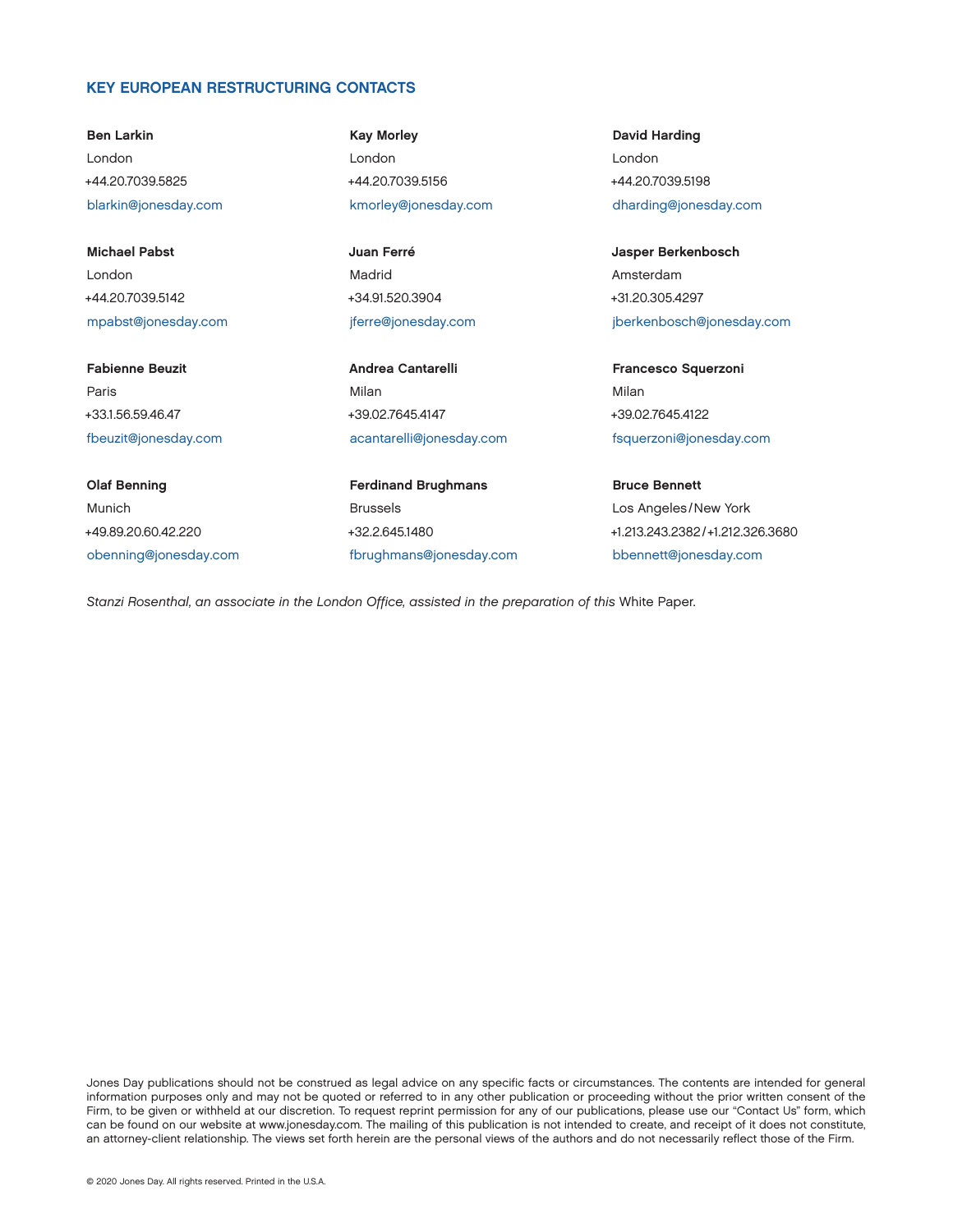## KEY EUROPEAN RESTRUCTURING CONTACTS

**Ben Larkin**
London
+44.20.7039.5825
blarkin@jonesday.com

**Kay Morley**
London
+44.20.7039.5156
kmorley@jonesday.com

**David Harding**
London
+44.20.7039.5198
dharding@jonesday.com

**Michael Pabst**
London
+44.20.7039.5142
mpabst@jonesday.com

**Juan Ferré**
Madrid
+34.91.520.3904
jferre@jonesday.com

**Jasper Berkenbosch**
Amsterdam
+31.20.305.4297
jberkenbosch@jonesday.com

**Fabienne Beuzit**
Paris
+33.1.56.59.46.47
fbeuzit@jonesday.com

**Andrea Cantarelli**
Milan
+39.02.7645.4147
acantarelli@jonesday.com

**Francesco Squerzoni**
Milan
+39.02.7645.4122
fsquerzoni@jonesday.com

**Olaf Benning**
Munich
+49.89.20.60.42.220
obenning@jonesday.com

**Ferdinand Brughmans**
Brussels
+32.2.645.1480
fbrughmans@jonesday.com

**Bruce Bennett**
Los Angeles / New York
+1.213.243.2382 / +1.212.326.3680
bbennett@jonesday.com

*Stanzi Rosenthal, an associate in the London Office, assisted in the preparation of this* White Paper.

Jones Day publications should not be construed as legal advice on any specific facts or circumstances. The contents are intended for general information purposes only and may not be quoted or referred to in any other publication or proceeding without the prior written consent of the Firm, to be given or withheld at our discretion. To request reprint permission for any of our publications, please use our "Contact Us" form, which can be found on our website at www.jonesday.com. The mailing of this publication is not intended to create, and receipt of it does not constitute, an attorney-client relationship. The views set forth herein are the personal views of the authors and do not necessarily reflect those of the Firm.

© 2020 Jones Day. All rights reserved. Printed in the U.S.A.